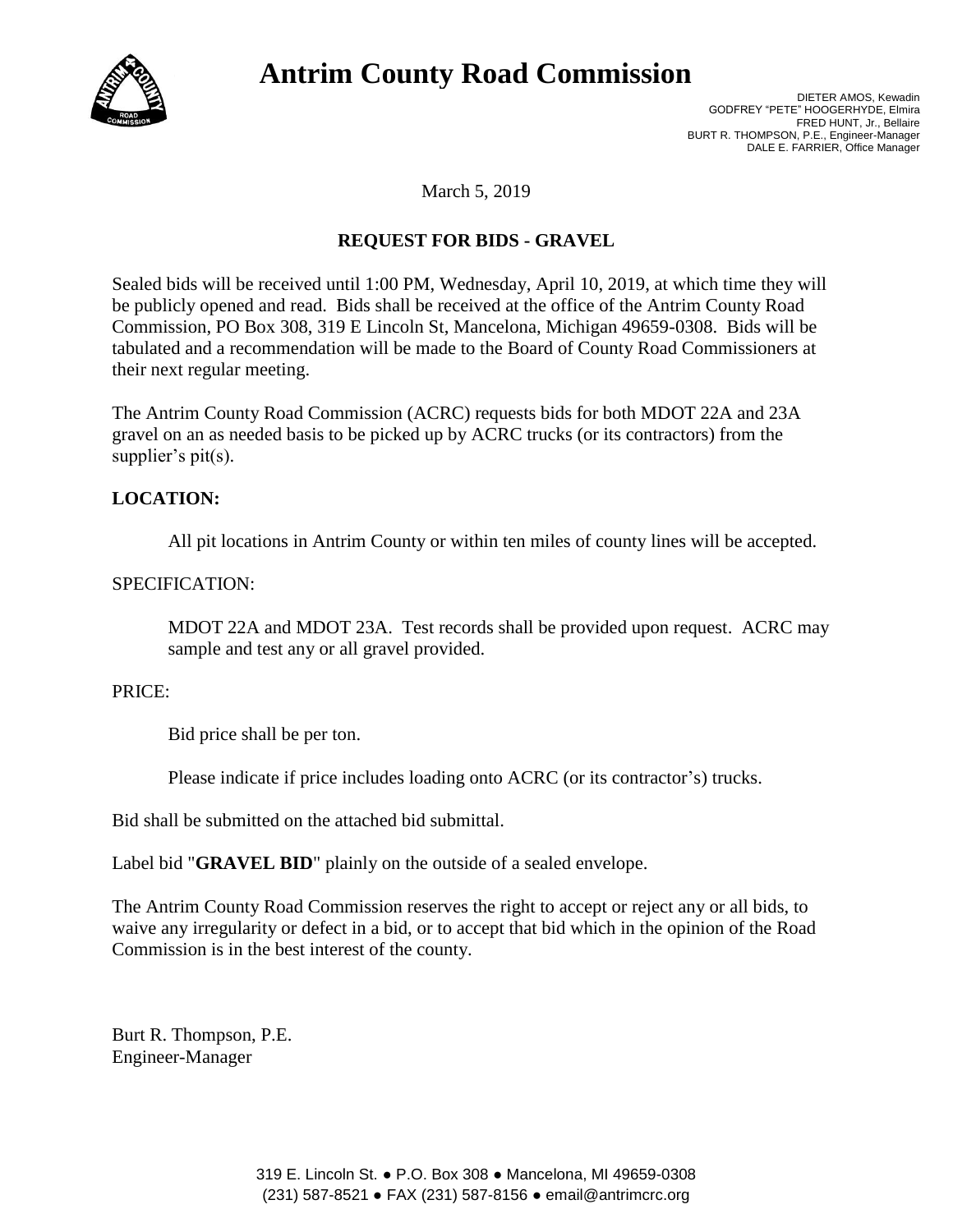# Antrim County Road Commission

DIETER AMOS, Kewadin
GODFREY "PETE" HOOGERHYDE, Elmira
FRED HUNT, Jr., Bellaire
BURT R. THOMPSON, P.E., Engineer-Manager
DALE E. FARRIER, Office Manager

March 5, 2019

## REQUEST FOR BIDS - GRAVEL

Sealed bids will be received until 1:00 PM, Wednesday, April 10, 2019, at which time they will be publicly opened and read. Bids shall be received at the office of the Antrim County Road Commission, PO Box 308, 319 E Lincoln St, Mancelona, Michigan 49659-0308. Bids will be tabulated and a recommendation will be made to the Board of County Road Commissioners at their next regular meeting.

The Antrim County Road Commission (ACRC) requests bids for both MDOT 22A and 23A gravel on an as needed basis to be picked up by ACRC trucks (or its contractors) from the supplier's pit(s).

**LOCATION:**

All pit locations in Antrim County or within ten miles of county lines will be accepted.

SPECIFICATION:

MDOT 22A and MDOT 23A. Test records shall be provided upon request. ACRC may sample and test any or all gravel provided.

PRICE:

Bid price shall be per ton.

Please indicate if price includes loading onto ACRC (or its contractor's) trucks.

Bid shall be submitted on the attached bid submittal.

Label bid "**GRAVEL BID**" plainly on the outside of a sealed envelope.

The Antrim County Road Commission reserves the right to accept or reject any or all bids, to waive any irregularity or defect in a bid, or to accept that bid which in the opinion of the Road Commission is in the best interest of the county.

Burt R. Thompson, P.E.
Engineer-Manager

319 E. Lincoln St. ● P.O. Box 308 ● Mancelona, MI 49659-0308
(231) 587-8521 ● FAX (231) 587-8156 ● email@antrimcrc.org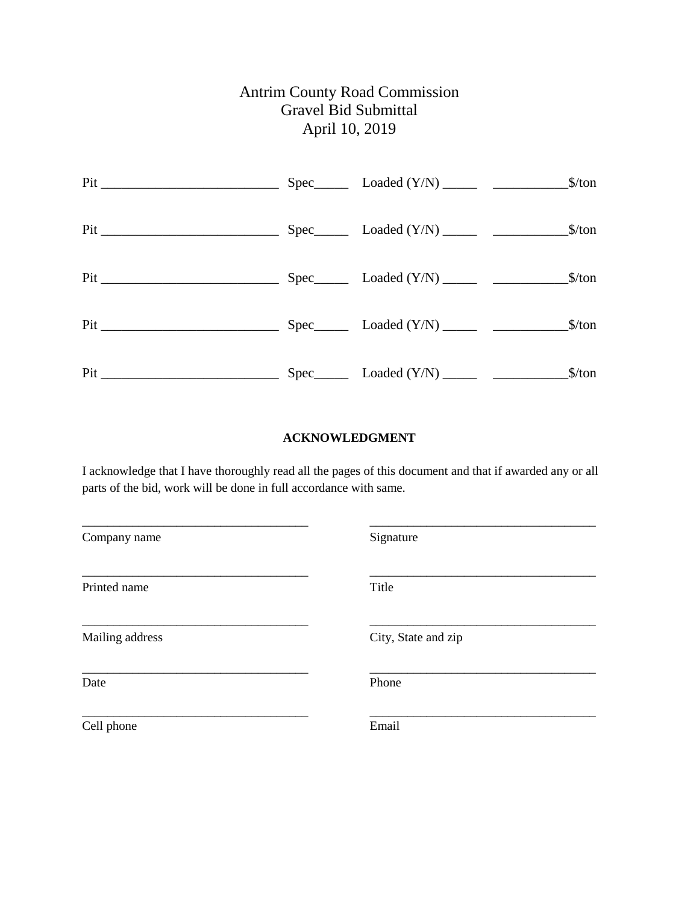# Antrim County Road Commission
## Gravel Bid Submittal
## April 10, 2019

Pit __________________________ Spec_____ Loaded (Y/N) _____ ___________$/ton

Pit __________________________ Spec_____ Loaded (Y/N) _____ ___________$/ton

Pit __________________________ Spec_____ Loaded (Y/N) _____ ___________$/ton

Pit __________________________ Spec_____ Loaded (Y/N) _____ ___________$/ton

Pit __________________________ Spec_____ Loaded (Y/N) _____ ___________$/ton

**ACKNOWLEDGMENT**

I acknowledge that I have thoroughly read all the pages of this document and that if awarded any or all parts of the bid, work will be done in full accordance with same.

| | |
|---|---|
| ____________________________________ | ____________________________________ |
| Company name | Signature |
| ____________________________________ | ____________________________________ |
| Printed name | Title |
| ____________________________________ | ____________________________________ |
| Mailing address | City, State and zip |
| ____________________________________ | ____________________________________ |
| Date | Phone |
| ____________________________________ | ____________________________________ |
| Cell phone | Email |